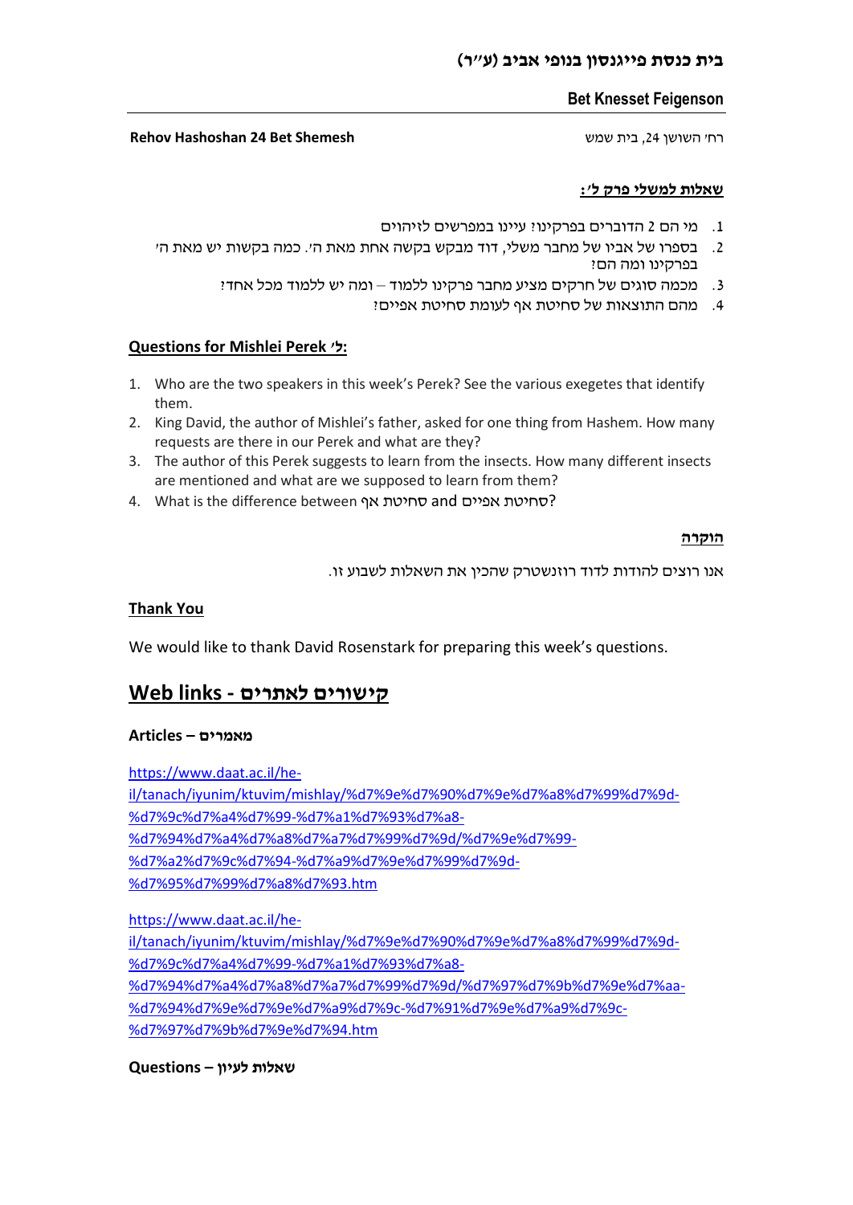# בית כנסת פייגנסון בנופי אביב (ע״ר)

**Bet Knesset Feigenson**

**Rehov Hashoshan 24 Bet Shemesh** רח׳ השושן 24, בית שמש

**שאלות למשלי פרק ל׳:**

1. מי הם 2 הדוברים בפרקינו? עיינו במפרשים לזיהוים
2. בספרו של אביו של מחבר משלי, דוד מבקש בקשה אחת מאת ה׳. כמה בקשות יש מאת ה׳ בפרקינו ומה הם?
3. מכמה סוגים של חרקים מציע מחבר פרקינו ללמוד – ומה יש ללמוד מכל אחד?
4. מהם התוצאות של סחיטת אף לעומת סחיטת אפיים?

**Questions for Mishlei Perek ל׳:**

1. Who are the two speakers in this week's Perek? See the various exegetes that identify them.
2. King David, the author of Mishlei's father, asked for one thing from Hashem. How many requests are there in our Perek and what are they?
3. The author of this Perek suggests to learn from the insects. How many different insects are mentioned and what are we supposed to learn from them?
4. What is the difference between סחיטת אף and סחיטת אפיים?

**הוקרה**

אנו רוצים להודות לדוד רוזנשטרק שהכין את השאלות לשבוע זו.

**Thank You**

We would like to thank David Rosenstark for preparing this week's questions.

## Web links - קישורים לאתרים

**Articles – מאמרים**

https://www.daat.ac.il/he-il/tanach/iyunim/ktuvim/mishlay/%d7%9e%d7%90%d7%9e%d7%a8%d7%99%d7%9d-%d7%9c%d7%a4%d7%99-%d7%a1%d7%93%d7%a8-%d7%94%d7%a4%d7%a8%d7%a7%d7%99%d7%9d/%d7%9e%d7%99-%d7%a2%d7%9c%d7%94-%d7%a9%d7%9e%d7%99%d7%9d-%d7%95%d7%99%d7%a8%d7%93.htm

https://www.daat.ac.il/he-il/tanach/iyunim/ktuvim/mishlay/%d7%9e%d7%90%d7%9e%d7%a8%d7%99%d7%9d-%d7%9c%d7%a4%d7%99-%d7%a1%d7%93%d7%a8-%d7%94%d7%a4%d7%a8%d7%a7%d7%99%d7%9d/%d7%97%d7%9b%d7%9e%d7%aa-%d7%94%d7%9e%d7%9e%d7%a9%d7%9c-%d7%91%d7%9e%d7%a9%d7%9c-%d7%97%d7%9b%d7%9e%d7%94.htm

**Questions – שאלות לעיון**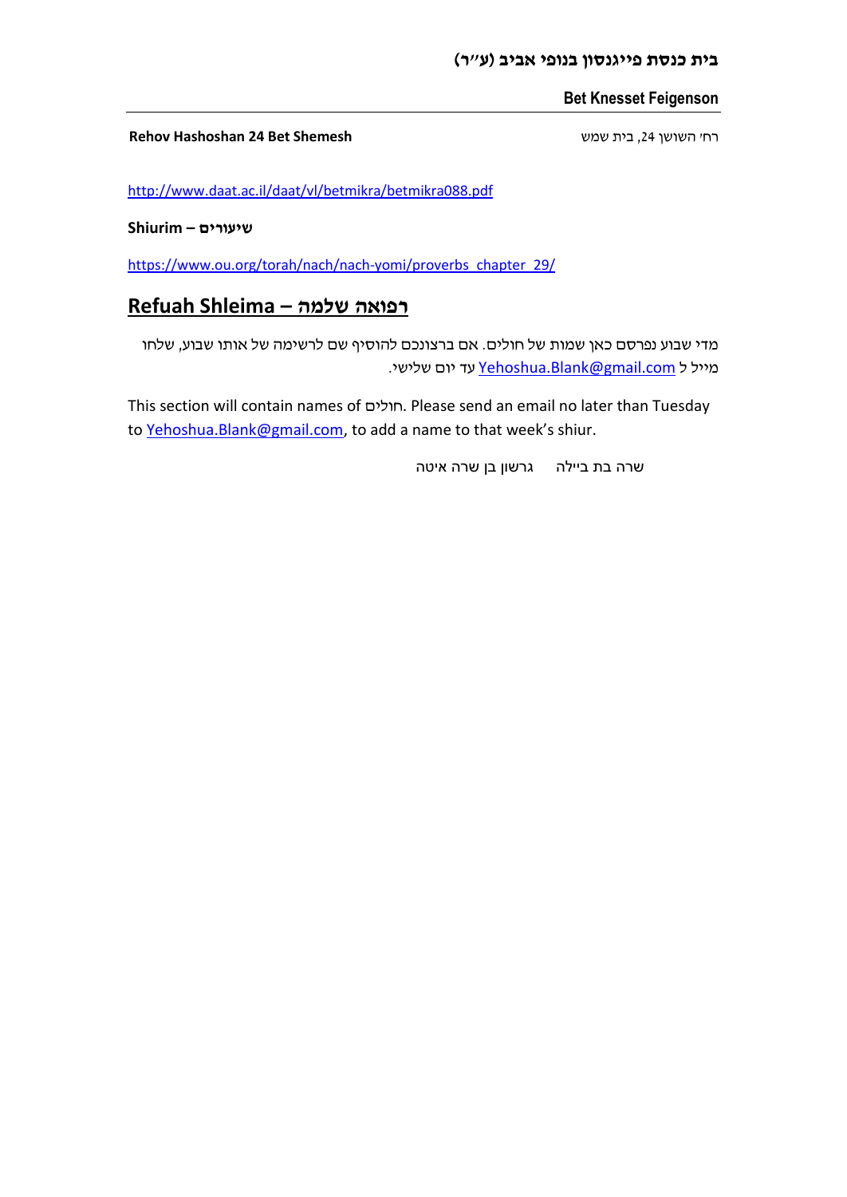http://www.daat.ac.il/daat/vl/betmikra/betmikra088.pdf

**Shiurim – שיעורים**

https://www.ou.org/torah/nach/nach-yomi/proverbs_chapter_29/

## Refuah Shleima – רפואה שלמה

מדי שבוע נפרסם כאן שמות של חולים. אם ברצונכם להוסיף שם לרשימה של אותו שבוע, שלחו מייל ל Yehoshua.Blank@gmail.com עד יום שלישי.

This section will contain names of חולים. Please send an email no later than Tuesday to Yehoshua.Blank@gmail.com, to add a name to that week's shiur.

שרה בת ביילה     גרשון בן שרה איטה